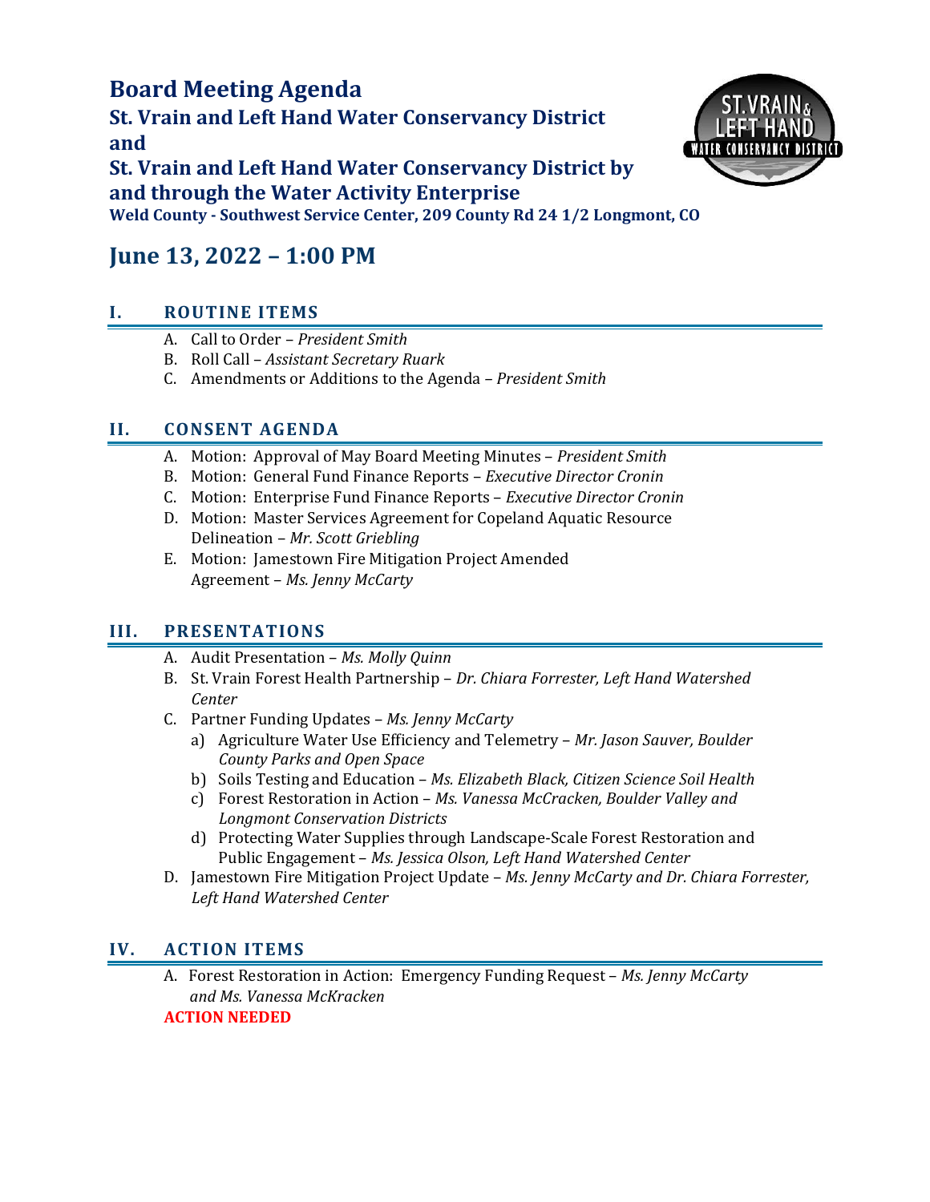# Board Meeting Agenda

## St. Vrain and Left Hand Water Conservancy District and St. Vrain and Left Hand Water Conservancy District by and through the Water Activity Enterprise

**Weld County - Southwest Service Center, 209 County Rd 24 1/2 Longmont, CO**

# June 13, 2022 – 1:00 PM

## I. ROUTINE ITEMS

A. Call to Order – *President Smith*
B. Roll Call – *Assistant Secretary Ruark*
C. Amendments or Additions to the Agenda – *President Smith*

## II. CONSENT AGENDA

A. Motion: Approval of May Board Meeting Minutes – *President Smith*
B. Motion: General Fund Finance Reports – *Executive Director Cronin*
C. Motion: Enterprise Fund Finance Reports – *Executive Director Cronin*
D. Motion: Master Services Agreement for Copeland Aquatic Resource Delineation – *Mr. Scott Griebling*
E. Motion: Jamestown Fire Mitigation Project Amended Agreement – *Ms. Jenny McCarty*

## III. PRESENTATIONS

A. Audit Presentation – *Ms. Molly Quinn*
B. St. Vrain Forest Health Partnership – *Dr. Chiara Forrester, Left Hand Watershed Center*
C. Partner Funding Updates – *Ms. Jenny McCarty*
   a) Agriculture Water Use Efficiency and Telemetry – *Mr. Jason Sauver, Boulder County Parks and Open Space*
   b) Soils Testing and Education – *Ms. Elizabeth Black, Citizen Science Soil Health*
   c) Forest Restoration in Action – *Ms. Vanessa McCracken, Boulder Valley and Longmont Conservation Districts*
   d) Protecting Water Supplies through Landscape-Scale Forest Restoration and Public Engagement – *Ms. Jessica Olson, Left Hand Watershed Center*
D. Jamestown Fire Mitigation Project Update – *Ms. Jenny McCarty and Dr. Chiara Forrester, Left Hand Watershed Center*

## IV. ACTION ITEMS

A. Forest Restoration in Action: Emergency Funding Request – *Ms. Jenny McCarty and Ms. Vanessa McKracken*
**ACTION NEEDED**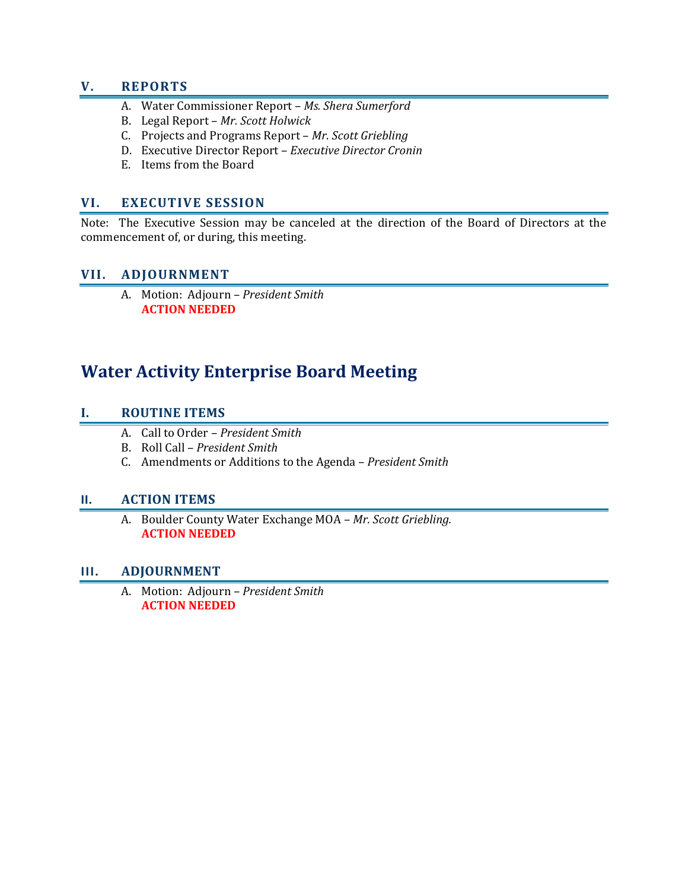## V. REPORTS

A. Water Commissioner Report – *Ms. Shera Sumerford*
B. Legal Report – *Mr. Scott Holwick*
C. Projects and Programs Report – *Mr. Scott Griebling*
D. Executive Director Report – *Executive Director Cronin*
E. Items from the Board

## VI. EXECUTIVE SESSION

Note: The Executive Session may be canceled at the direction of the Board of Directors at the commencement of, or during, this meeting.

## VII. ADJOURNMENT

A. Motion: Adjourn – *President Smith*
**ACTION NEEDED**

# Water Activity Enterprise Board Meeting

## I. ROUTINE ITEMS

A. Call to Order – *President Smith*
B. Roll Call – *President Smith*
C. Amendments or Additions to the Agenda – *President Smith*

## II. ACTION ITEMS

A. Boulder County Water Exchange MOA – *Mr. Scott Griebling.*
**ACTION NEEDED**

## III. ADJOURNMENT

A. Motion: Adjourn – *President Smith*
**ACTION NEEDED**